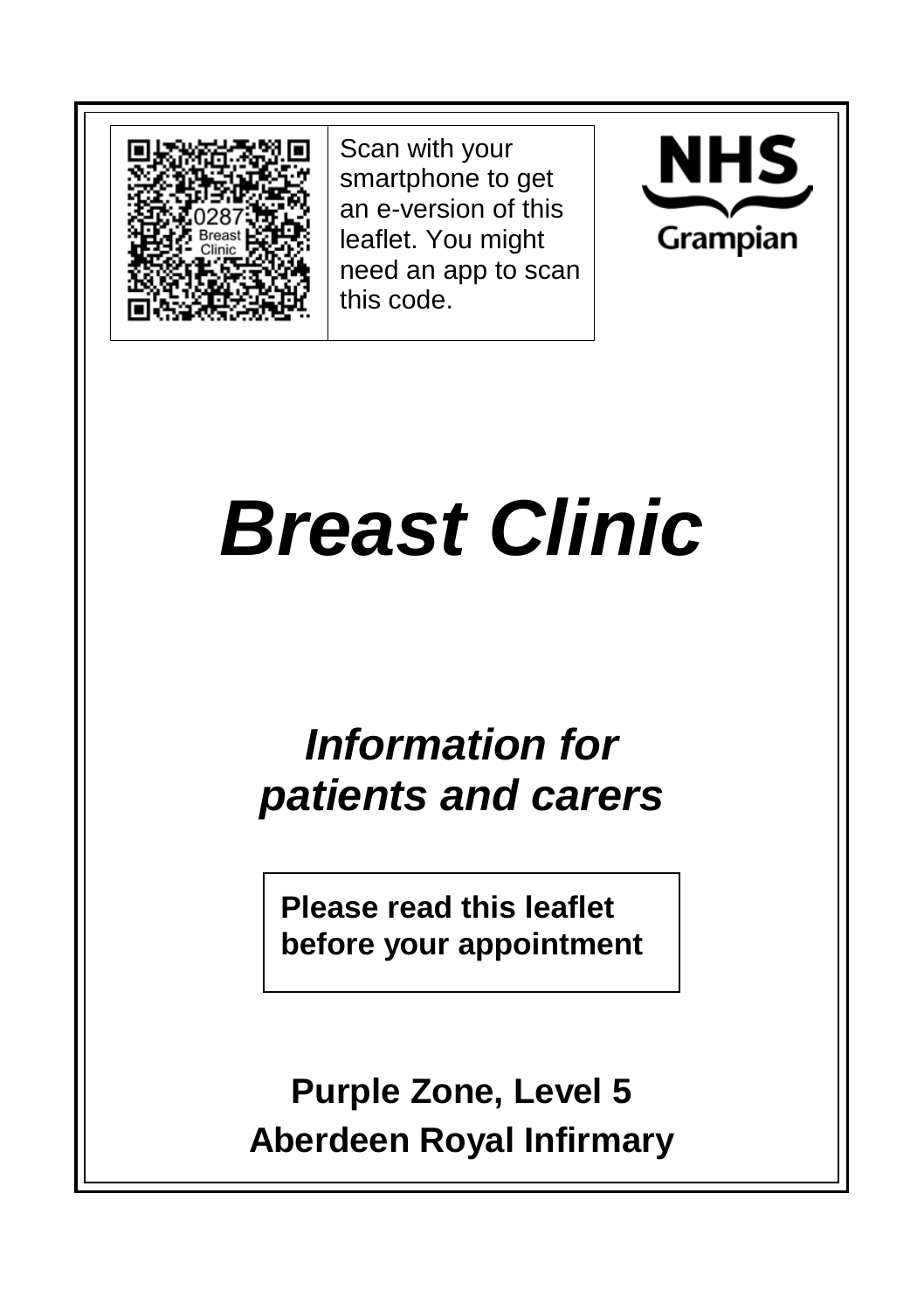Scan with your smartphone to get an e-version of this leaflet. You might need an app to scan this code.

NHS Grampian

# *Breast Clinic*

## *Information for patients and carers*

**Please read this leaflet before your appointment**

**Purple Zone, Level 5**
**Aberdeen Royal Infirmary**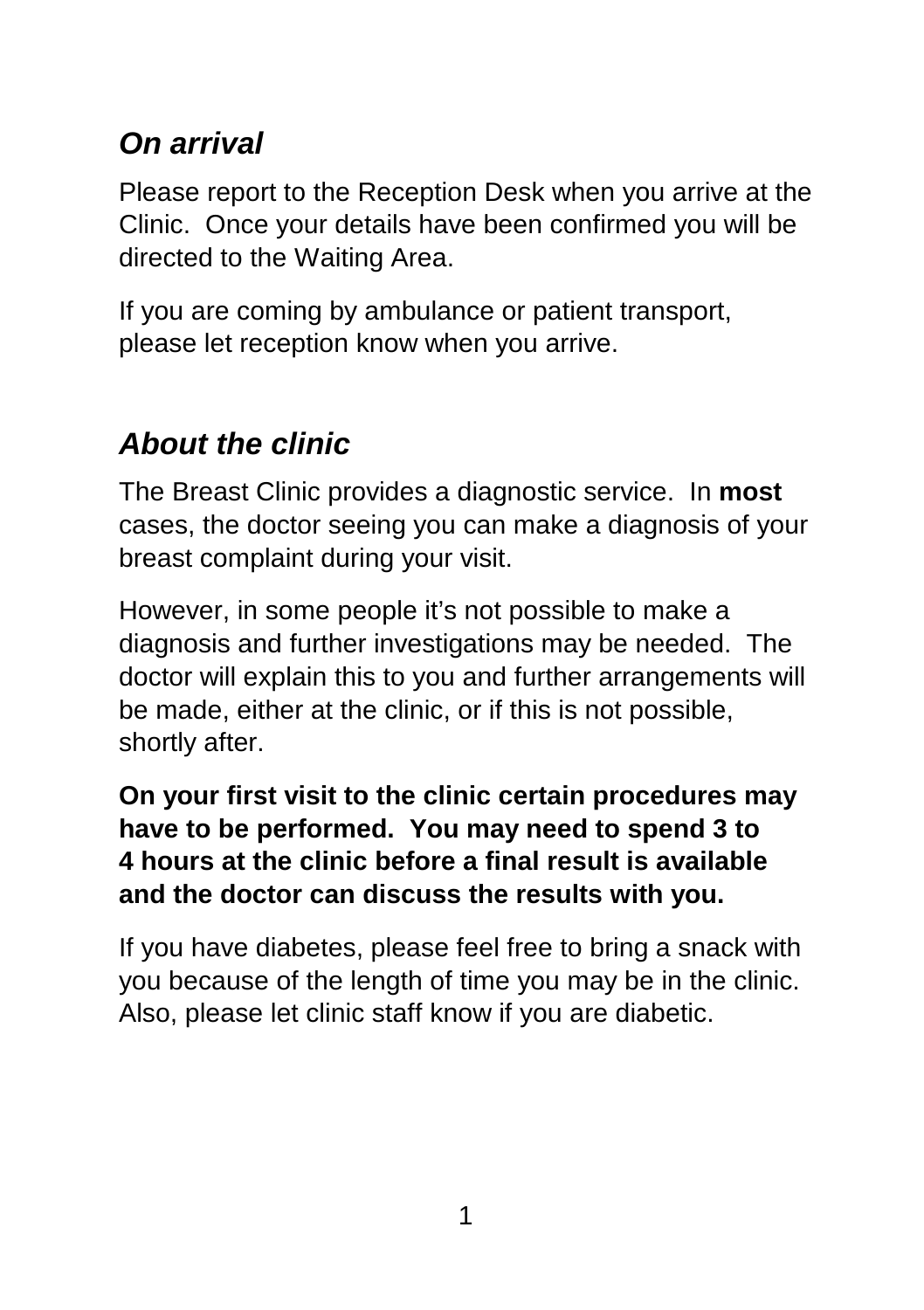## ***On arrival***

Please report to the Reception Desk when you arrive at the Clinic. Once your details have been confirmed you will be directed to the Waiting Area.

If you are coming by ambulance or patient transport, please let reception know when you arrive.

## ***About the clinic***

The Breast Clinic provides a diagnostic service. In **most** cases, the doctor seeing you can make a diagnosis of your breast complaint during your visit.

However, in some people it's not possible to make a diagnosis and further investigations may be needed. The doctor will explain this to you and further arrangements will be made, either at the clinic, or if this is not possible, shortly after.

**On your first visit to the clinic certain procedures may have to be performed. You may need to spend 3 to 4 hours at the clinic before a final result is available and the doctor can discuss the results with you.**

If you have diabetes, please feel free to bring a snack with you because of the length of time you may be in the clinic. Also, please let clinic staff know if you are diabetic.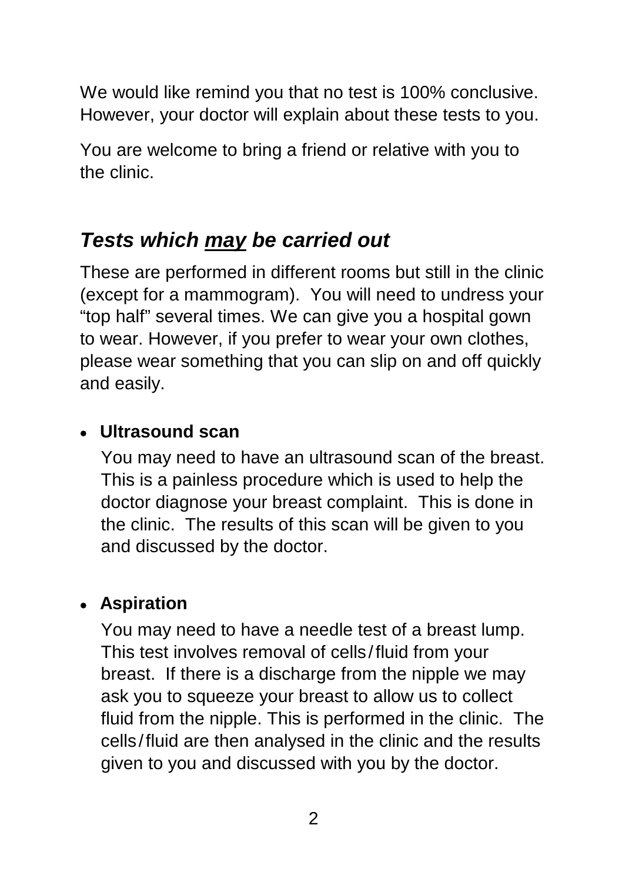We would like remind you that no test is 100% conclusive. However, your doctor will explain about these tests to you.

You are welcome to bring a friend or relative with you to the clinic.

## ***Tests which <u>may</u> be carried out***

These are performed in different rooms but still in the clinic (except for a mammogram). You will need to undress your "top half" several times. We can give you a hospital gown to wear. However, if you prefer to wear your own clothes, please wear something that you can slip on and off quickly and easily.

- **Ultrasound scan**

  You may need to have an ultrasound scan of the breast. This is a painless procedure which is used to help the doctor diagnose your breast complaint. This is done in the clinic. The results of this scan will be given to you and discussed by the doctor.

- **Aspiration**

  You may need to have a needle test of a breast lump. This test involves removal of cells/fluid from your breast. If there is a discharge from the nipple we may ask you to squeeze your breast to allow us to collect fluid from the nipple. This is performed in the clinic. The cells/fluid are then analysed in the clinic and the results given to you and discussed with you by the doctor.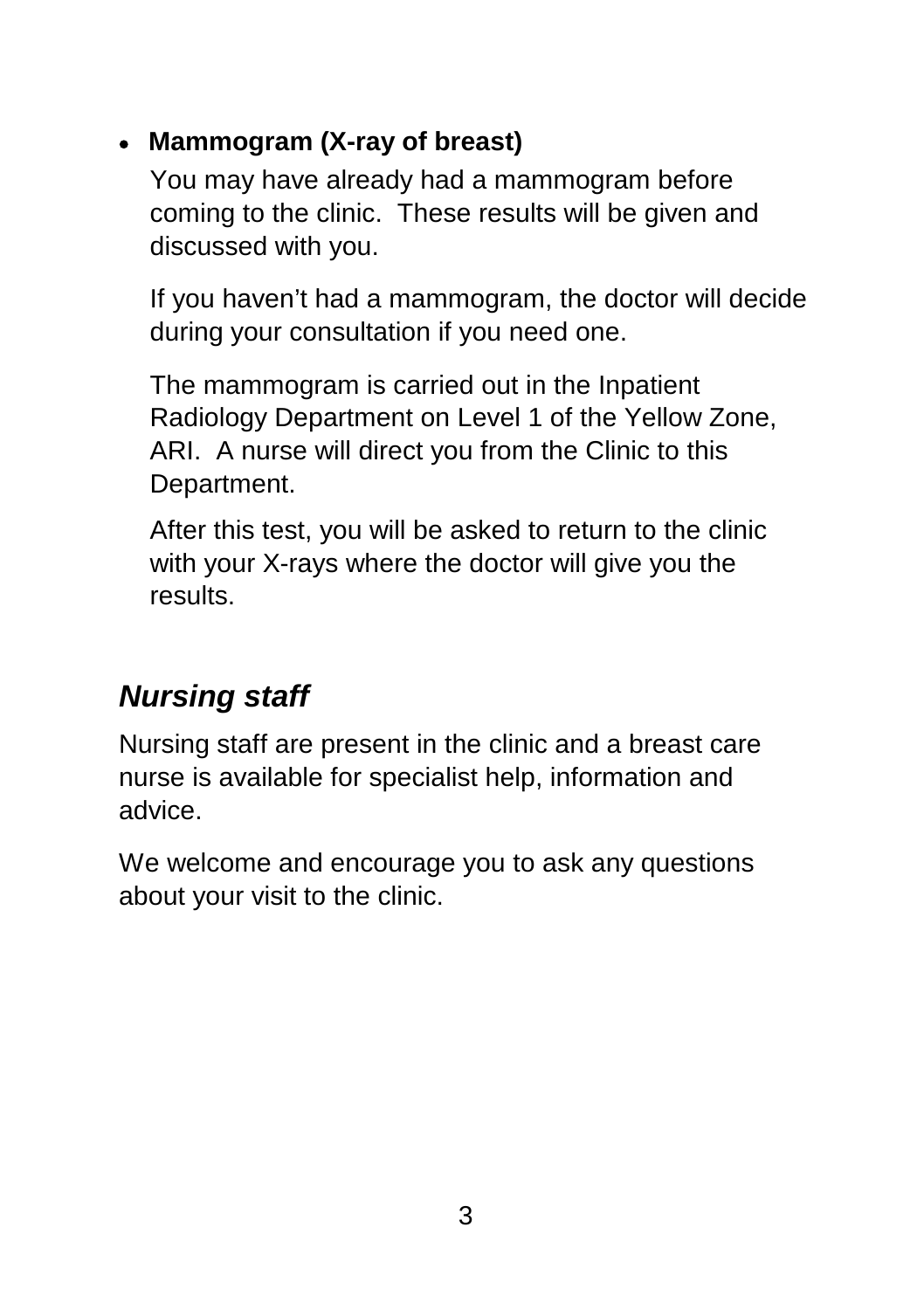- **Mammogram (X-ray of breast)**

  You may have already had a mammogram before coming to the clinic. These results will be given and discussed with you.

  If you haven't had a mammogram, the doctor will decide during your consultation if you need one.

  The mammogram is carried out in the Inpatient Radiology Department on Level 1 of the Yellow Zone, ARI. A nurse will direct you from the Clinic to this Department.

  After this test, you will be asked to return to the clinic with your X-rays where the doctor will give you the results.

## ***Nursing staff***

Nursing staff are present in the clinic and a breast care nurse is available for specialist help, information and advice.

We welcome and encourage you to ask any questions about your visit to the clinic.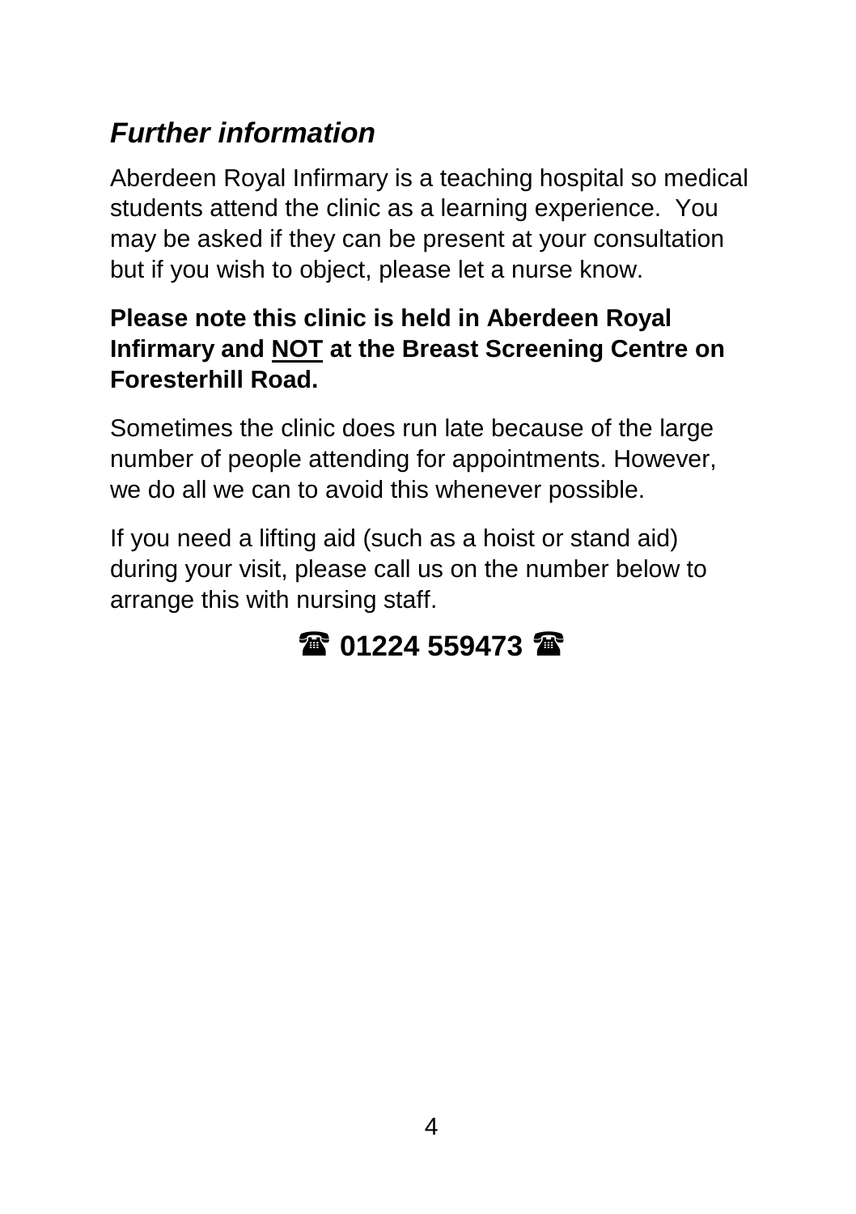## *Further information*

Aberdeen Royal Infirmary is a teaching hospital so medical students attend the clinic as a learning experience. You may be asked if they can be present at your consultation but if you wish to object, please let a nurse know.

**Please note this clinic is held in Aberdeen Royal Infirmary and <u>NOT</u> at the Breast Screening Centre on Foresterhill Road.**

Sometimes the clinic does run late because of the large number of people attending for appointments. However, we do all we can to avoid this whenever possible.

If you need a lifting aid (such as a hoist or stand aid) during your visit, please call us on the number below to arrange this with nursing staff.

**☎ 01224 559473 ☎**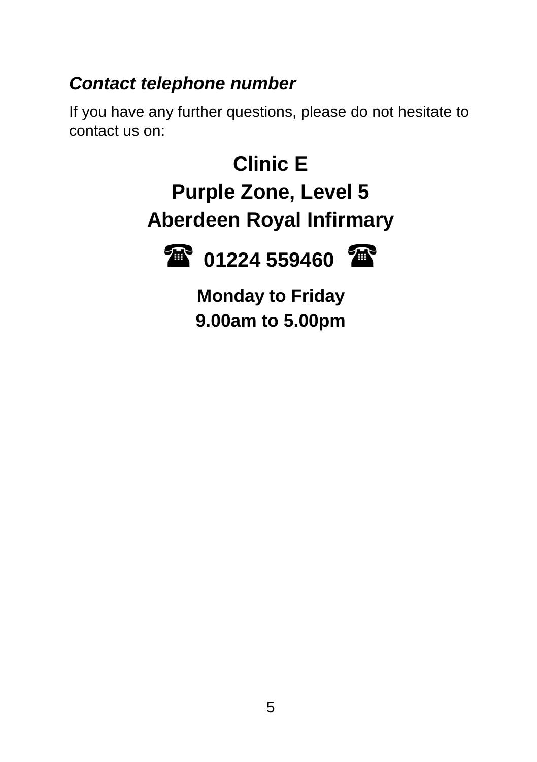### *Contact telephone number*

If you have any further questions, please do not hesitate to contact us on:

**Clinic E**

**Purple Zone, Level 5**

**Aberdeen Royal Infirmary**

**☎ 01224 559460 ☎**

**Monday to Friday**

**9.00am to 5.00pm**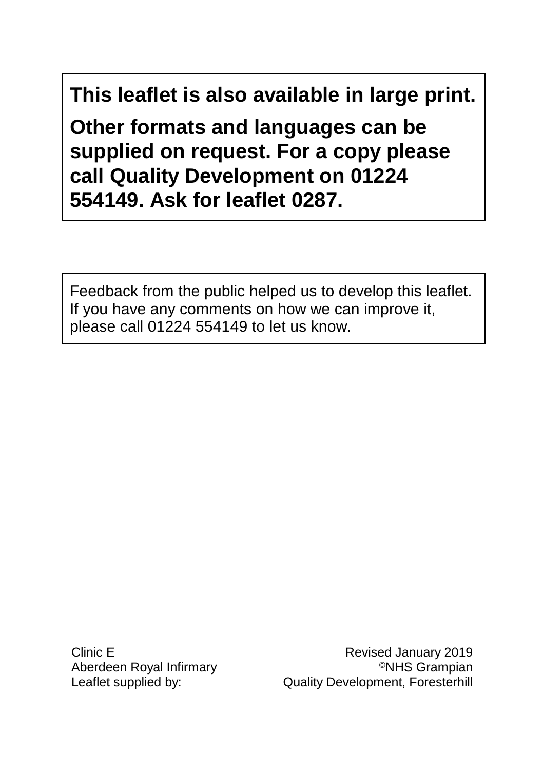**This leaflet is also available in large print.**

**Other formats and languages can be supplied on request. For a copy please call Quality Development on 01224 554149. Ask for leaflet 0287.**

Feedback from the public helped us to develop this leaflet. If you have any comments on how we can improve it, please call 01224 554149 to let us know.

Clinic E
Aberdeen Royal Infirmary
Leaflet supplied by:

Revised January 2019
©NHS Grampian
Quality Development, Foresterhill